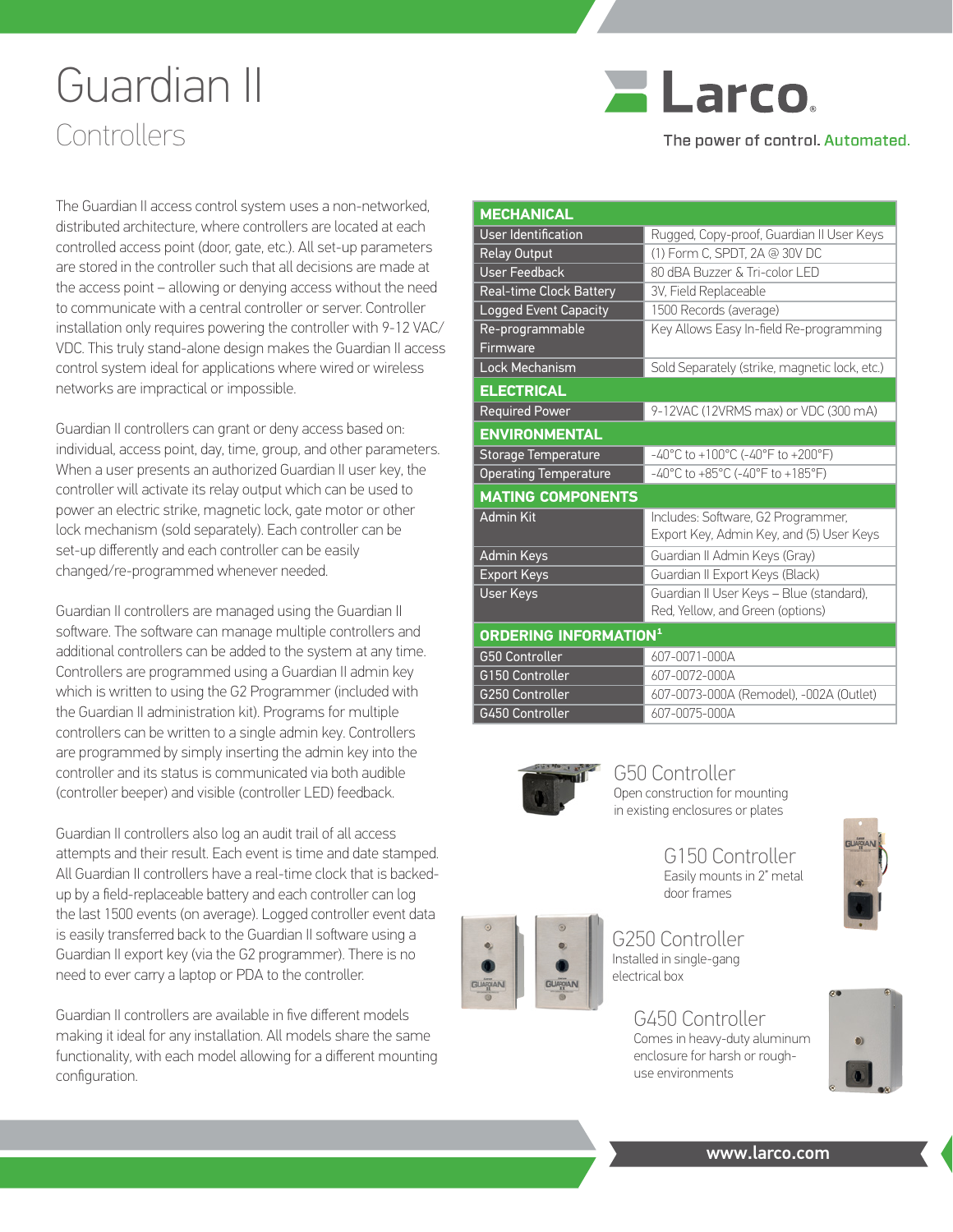# Guardian II

## Controllers

Larco

The power of control. Automated.

The Guardian II access control system uses a non-networked, distributed architecture, where controllers are located at each controlled access point (door, gate, etc.). All set-up parameters are stored in the controller such that all decisions are made at the access point – allowing or denying access without the need to communicate with a central controller or server. Controller installation only requires powering the controller with 9-12 VAC/VDC. This truly stand-alone design makes the Guardian II access control system ideal for applications where wired or wireless networks are impractical or impossible.

Guardian II controllers can grant or deny access based on: individual, access point, day, time, group, and other parameters. When a user presents an authorized Guardian II user key, the controller will activate its relay output which can be used to power an electric strike, magnetic lock, gate motor or other lock mechanism (sold separately). Each controller can be set-up differently and each controller can be easily changed/re-programmed whenever needed.

Guardian II controllers are managed using the Guardian II software. The software can manage multiple controllers and additional controllers can be added to the system at any time. Controllers are programmed using a Guardian II admin key which is written to using the G2 Programmer (included with the Guardian II administration kit). Programs for multiple controllers can be written to a single admin key. Controllers are programmed by simply inserting the admin key into the controller and its status is communicated via both audible (controller beeper) and visible (controller LED) feedback.

Guardian II controllers also log an audit trail of all access attempts and their result. Each event is time and date stamped. All Guardian II controllers have a real-time clock that is backed-up by a field-replaceable battery and each controller can log the last 1500 events (on average). Logged controller event data is easily transferred back to the Guardian II software using a Guardian II export key (via the G2 programmer). There is no need to ever carry a laptop or PDA to the controller.

Guardian II controllers are available in five different models making it ideal for any installation. All models share the same functionality, with each model allowing for a different mounting configuration.

| **MECHANICAL** | |
|---|---|
| User Identification | Rugged, Copy-proof, Guardian II User Keys |
| Relay Output | (1) Form C, SPDT, 2A @ 30V DC |
| User Feedback | 80 dBA Buzzer & Tri-color LED |
| Real-time Clock Battery | 3V, Field Replaceable |
| Logged Event Capacity | 1500 Records (average) |
| Re-programmable Firmware | Key Allows Easy In-field Re-programming |
| Lock Mechanism | Sold Separately (strike, magnetic lock, etc.) |
| **ELECTRICAL** | |
| Required Power | 9-12VAC (12VRMS max) or VDC (300 mA) |
| **ENVIRONMENTAL** | |
| Storage Temperature | -40°C to +100°C (-40°F to +200°F) |
| Operating Temperature | -40°C to +85°C (-40°F to +185°F) |
| **MATING COMPONENTS** | |
| Admin Kit | Includes: Software, G2 Programmer, Export Key, Admin Key, and (5) User Keys |
| Admin Keys | Guardian II Admin Keys (Gray) |
| Export Keys | Guardian II Export Keys (Black) |
| User Keys | Guardian II User Keys – Blue (standard), Red, Yellow, and Green (options) |
| **ORDERING INFORMATION[1]** | |
| G50 Controller | 607-0071-000A |
| G150 Controller | 607-0072-000A |
| G250 Controller | 607-0073-000A (Remodel), -002A (Outlet) |
| G450 Controller | 607-0075-000A |

### G50 Controller
Open construction for mounting in existing enclosures or plates

### G150 Controller
Easily mounts in 2" metal door frames

### G250 Controller
Installed in single-gang electrical box

### G450 Controller
Comes in heavy-duty aluminum enclosure for harsh or rough-use environments

www.larco.com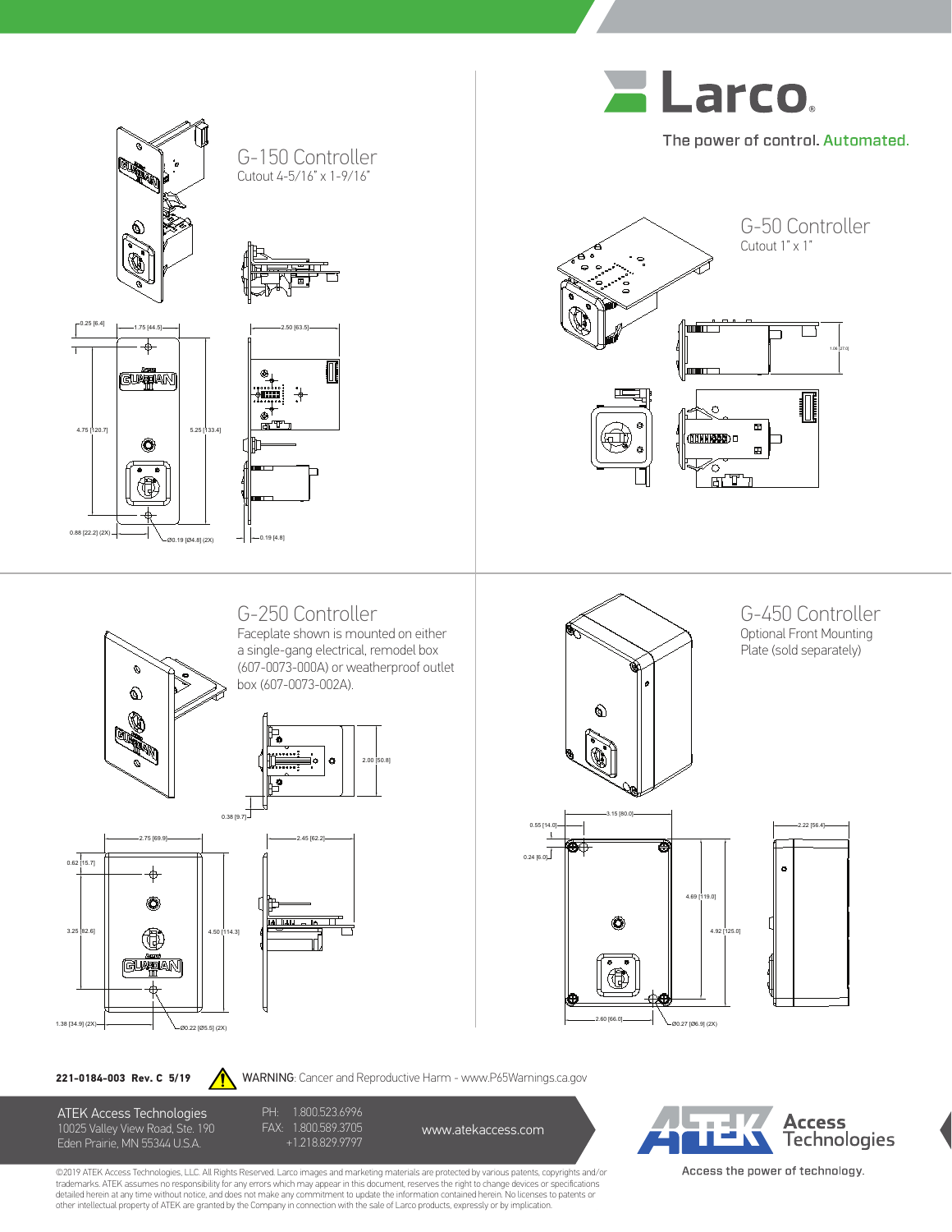# Larco

The power of control. Automated.

## G-150 Controller

Cutout 4-5/16" x 1-9/16"

0.25 [6.4]
1.75 [44.5]
2.50 [63.5]
4.75 [120.7]
5.25 [133.4]
0.88 [22.2] (2X)
Ø0.19 [Ø4.8] (2X)
0.19 [4.8]

## G-50 Controller

Cutout 1" x 1"

1.06 [27.0]

## G-250 Controller

Faceplate shown is mounted on either a single-gang electrical, remodel box (607-0073-000A) or weatherproof outlet box (607-0073-002A).

2.00 [50.8]
0.38 [9.7]
2.75 [69.9]
2.45 [62.2]
0.62 [15.7]
3.25 [82.6]
4.50 [114.3]
1.38 [34.9] (2X)
Ø0.22 [Ø5.5] (2X)

## G-450 Controller

Optional Front Mounting Plate (sold separately)

3.15 [80.0]
0.55 [14.0]
0.24 [6.0]
2.22 [56.4]
4.69 [119.0]
4.92 [125.0]
2.60 [66.0]
Ø0.27 [Ø6.9] (2X)

**221-0184-003 Rev. C 5/19**

WARNING: Cancer and Reproductive Harm - www.P65Warnings.ca.gov

ATEK Access Technologies
10025 Valley View Road, Ste. 190
Eden Prairie, MN 55344 U.S.A.

PH: 1.800.523.6996
FAX: 1.800.589.3705
+1.218.829.9797

www.atekaccess.com

ATEK Access Technologies

Access the power of technology.

©2019 ATEK Access Technologies, LLC. All Rights Reserved. Larco images and marketing materials are protected by various patents, copyrights and/or trademarks. ATEK assumes no responsibility for any errors which may appear in this document, reserves the right to change devices or specifications detailed herein at any time without notice, and does not make any commitment to update the information contained herein. No licenses to patents or other intellectual property of ATEK are granted by the Company in connection with the sale of Larco products, expressly or by implication.